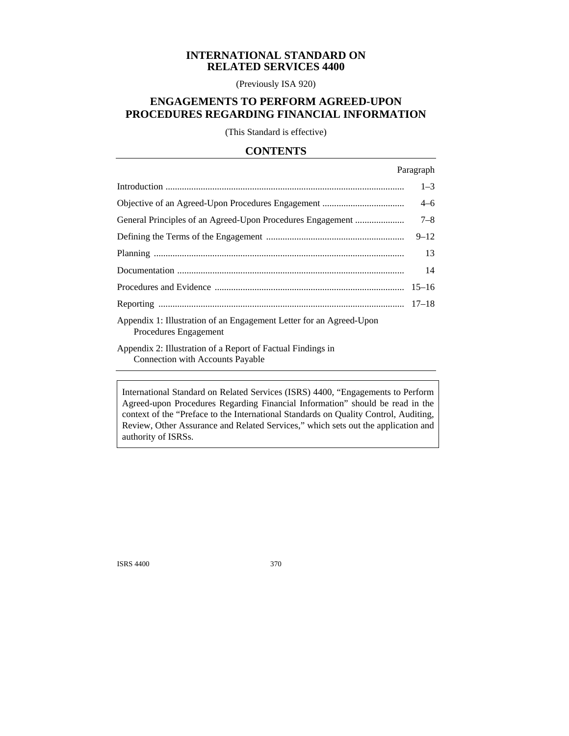# INTERNATIONAL STANDARD ON RELATED SERVICES 4400

(Previously ISA 920)

## ENGAGEMENTS TO PERFORM AGREED-UPON PROCEDURES REGARDING FINANCIAL INFORMATION

(This Standard is effective)

## CONTENTS

| | Paragraph |
|---|---|
| Introduction | 1–3 |
| Objective of an Agreed-Upon Procedures Engagement | 4–6 |
| General Principles of an Agreed-Upon Procedures Engagement | 7–8 |
| Defining the Terms of the Engagement | 9–12 |
| Planning | 13 |
| Documentation | 14 |
| Procedures and Evidence | 15–16 |
| Reporting | 17–18 |
| Appendix 1: Illustration of an Engagement Letter for an Agreed-Upon Procedures Engagement | |
| Appendix 2: Illustration of a Report of Factual Findings in Connection with Accounts Payable | |

International Standard on Related Services (ISRS) 4400, "Engagements to Perform Agreed-upon Procedures Regarding Financial Information" should be read in the context of the "Preface to the International Standards on Quality Control, Auditing, Review, Other Assurance and Related Services," which sets out the application and authority of ISRSs.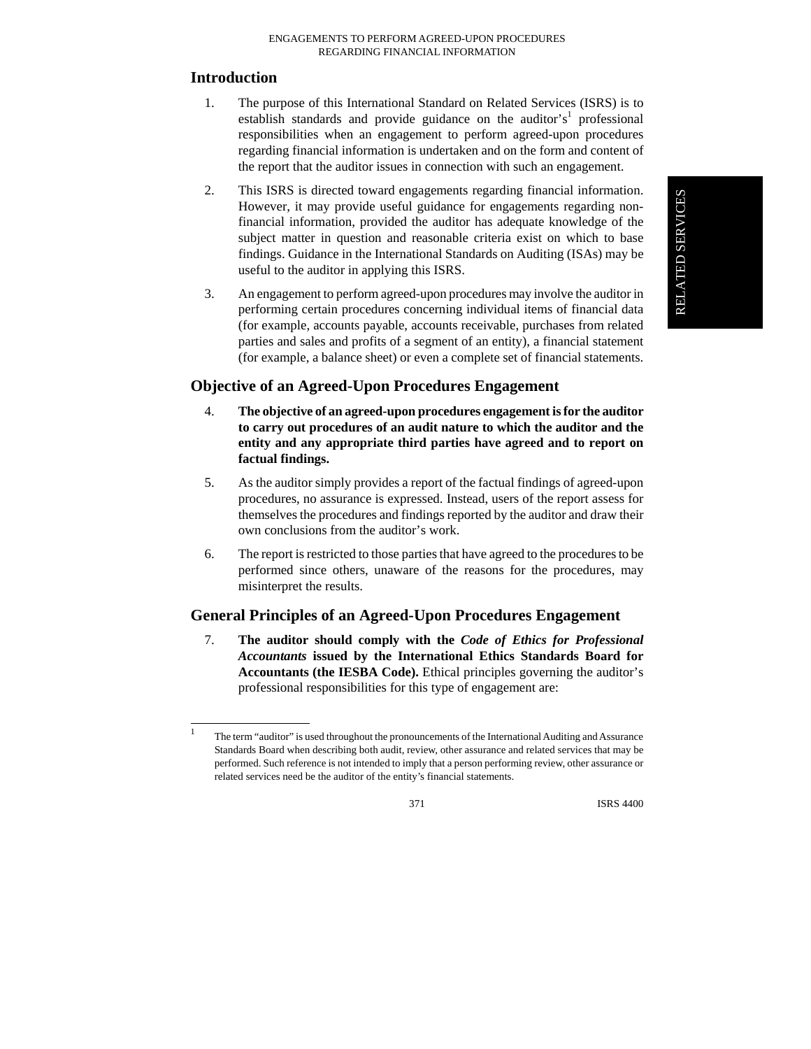## Introduction

1. The purpose of this International Standard on Related Services (ISRS) is to establish standards and provide guidance on the auditor's[1] professional responsibilities when an engagement to perform agreed-upon procedures regarding financial information is undertaken and on the form and content of the report that the auditor issues in connection with such an engagement.

2. This ISRS is directed toward engagements regarding financial information. However, it may provide useful guidance for engagements regarding non-financial information, provided the auditor has adequate knowledge of the subject matter in question and reasonable criteria exist on which to base findings. Guidance in the International Standards on Auditing (ISAs) may be useful to the auditor in applying this ISRS.

3. An engagement to perform agreed-upon procedures may involve the auditor in performing certain procedures concerning individual items of financial data (for example, accounts payable, accounts receivable, purchases from related parties and sales and profits of a segment of an entity), a financial statement (for example, a balance sheet) or even a complete set of financial statements.

## Objective of an Agreed-Upon Procedures Engagement

4. **The objective of an agreed-upon procedures engagement is for the auditor to carry out procedures of an audit nature to which the auditor and the entity and any appropriate third parties have agreed and to report on factual findings.**

5. As the auditor simply provides a report of the factual findings of agreed-upon procedures, no assurance is expressed. Instead, users of the report assess for themselves the procedures and findings reported by the auditor and draw their own conclusions from the auditor's work.

6. The report is restricted to those parties that have agreed to the procedures to be performed since others, unaware of the reasons for the procedures, may misinterpret the results.

## General Principles of an Agreed-Upon Procedures Engagement

7. **The auditor should comply with the *Code of Ethics for Professional Accountants* issued by the International Ethics Standards Board for Accountants (the IESBA Code).** Ethical principles governing the auditor's professional responsibilities for this type of engagement are:

---

[1] The term "auditor" is used throughout the pronouncements of the International Auditing and Assurance Standards Board when describing both audit, review, other assurance and related services that may be performed. Such reference is not intended to imply that a person performing review, other assurance or related services need be the auditor of the entity's financial statements.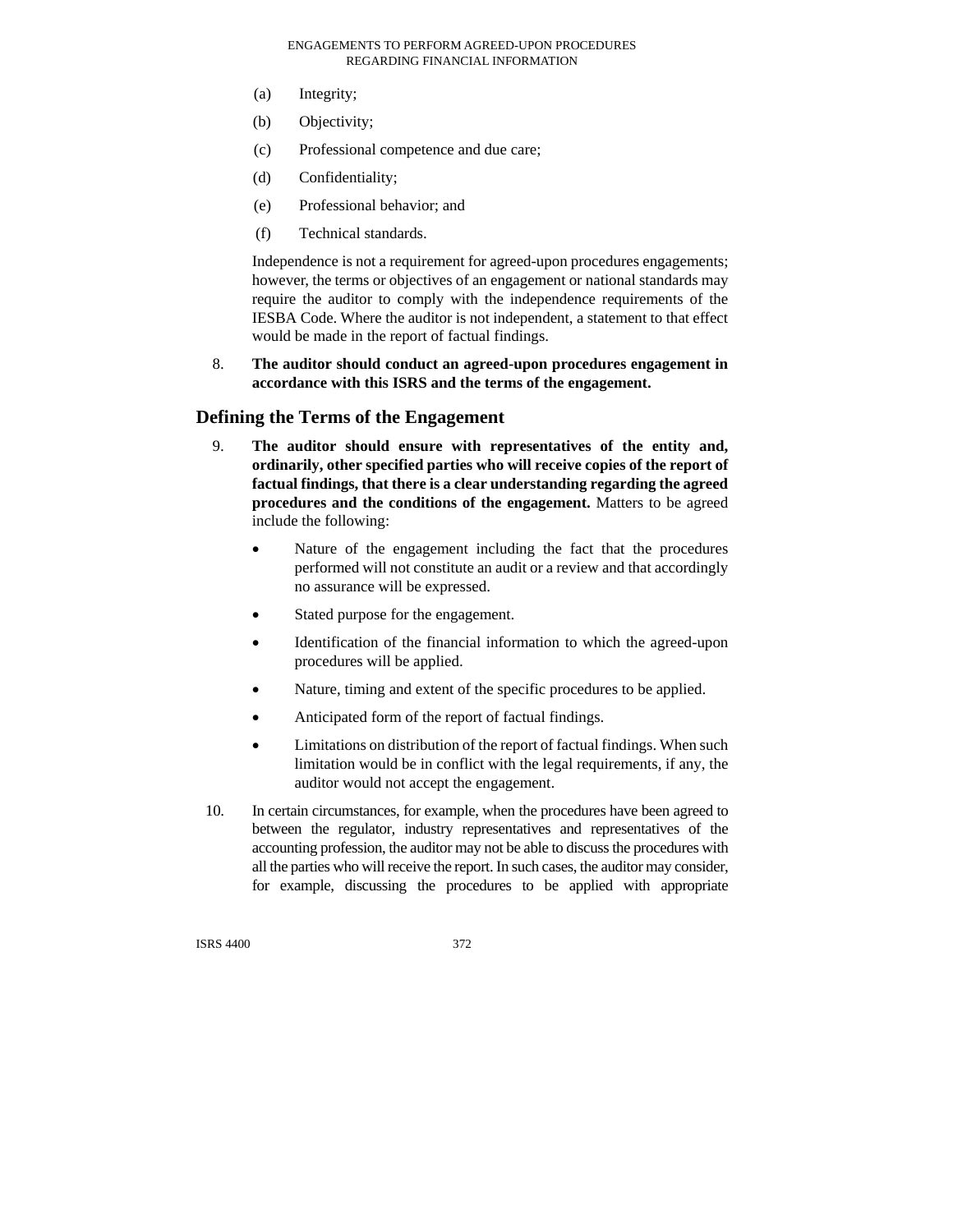(a) Integrity;

(b) Objectivity;

(c) Professional competence and due care;

(d) Confidentiality;

(e) Professional behavior; and

(f) Technical standards.

Independence is not a requirement for agreed-upon procedures engagements; however, the terms or objectives of an engagement or national standards may require the auditor to comply with the independence requirements of the IESBA Code. Where the auditor is not independent, a statement to that effect would be made in the report of factual findings.

8. **The auditor should conduct an agreed-upon procedures engagement in accordance with this ISRS and the terms of the engagement.**

## Defining the Terms of the Engagement

9. **The auditor should ensure with representatives of the entity and, ordinarily, other specified parties who will receive copies of the report of factual findings, that there is a clear understanding regarding the agreed procedures and the conditions of the engagement.** Matters to be agreed include the following:

   - Nature of the engagement including the fact that the procedures performed will not constitute an audit or a review and that accordingly no assurance will be expressed.
   - Stated purpose for the engagement.
   - Identification of the financial information to which the agreed-upon procedures will be applied.
   - Nature, timing and extent of the specific procedures to be applied.
   - Anticipated form of the report of factual findings.
   - Limitations on distribution of the report of factual findings. When such limitation would be in conflict with the legal requirements, if any, the auditor would not accept the engagement.

10. In certain circumstances, for example, when the procedures have been agreed to between the regulator, industry representatives and representatives of the accounting profession, the auditor may not be able to discuss the procedures with all the parties who will receive the report. In such cases, the auditor may consider, for example, discussing the procedures to be applied with appropriate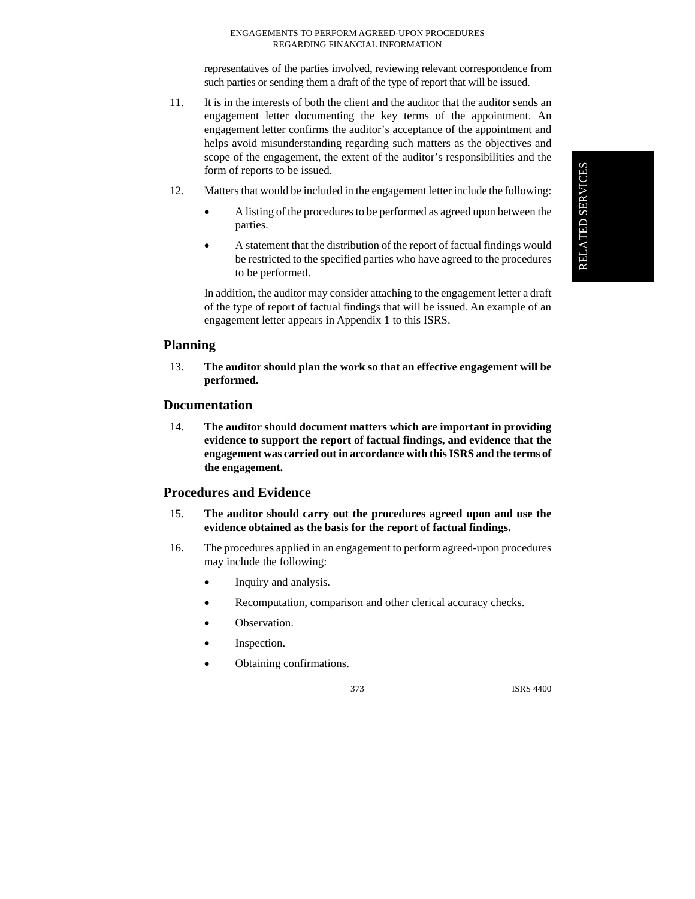representatives of the parties involved, reviewing relevant correspondence from such parties or sending them a draft of the type of report that will be issued.

11. It is in the interests of both the client and the auditor that the auditor sends an engagement letter documenting the key terms of the appointment. An engagement letter confirms the auditor's acceptance of the appointment and helps avoid misunderstanding regarding such matters as the objectives and scope of the engagement, the extent of the auditor's responsibilities and the form of reports to be issued.

12. Matters that would be included in the engagement letter include the following:

    - A listing of the procedures to be performed as agreed upon between the parties.
    - A statement that the distribution of the report of factual findings would be restricted to the specified parties who have agreed to the procedures to be performed.

    In addition, the auditor may consider attaching to the engagement letter a draft of the type of report of factual findings that will be issued. An example of an engagement letter appears in Appendix 1 to this ISRS.

## Planning

13. **The auditor should plan the work so that an effective engagement will be performed.**

## Documentation

14. **The auditor should document matters which are important in providing evidence to support the report of factual findings, and evidence that the engagement was carried out in accordance with this ISRS and the terms of the engagement.**

## Procedures and Evidence

15. **The auditor should carry out the procedures agreed upon and use the evidence obtained as the basis for the report of factual findings.**

16. The procedures applied in an engagement to perform agreed-upon procedures may include the following:

    - Inquiry and analysis.
    - Recomputation, comparison and other clerical accuracy checks.
    - Observation.
    - Inspection.
    - Obtaining confirmations.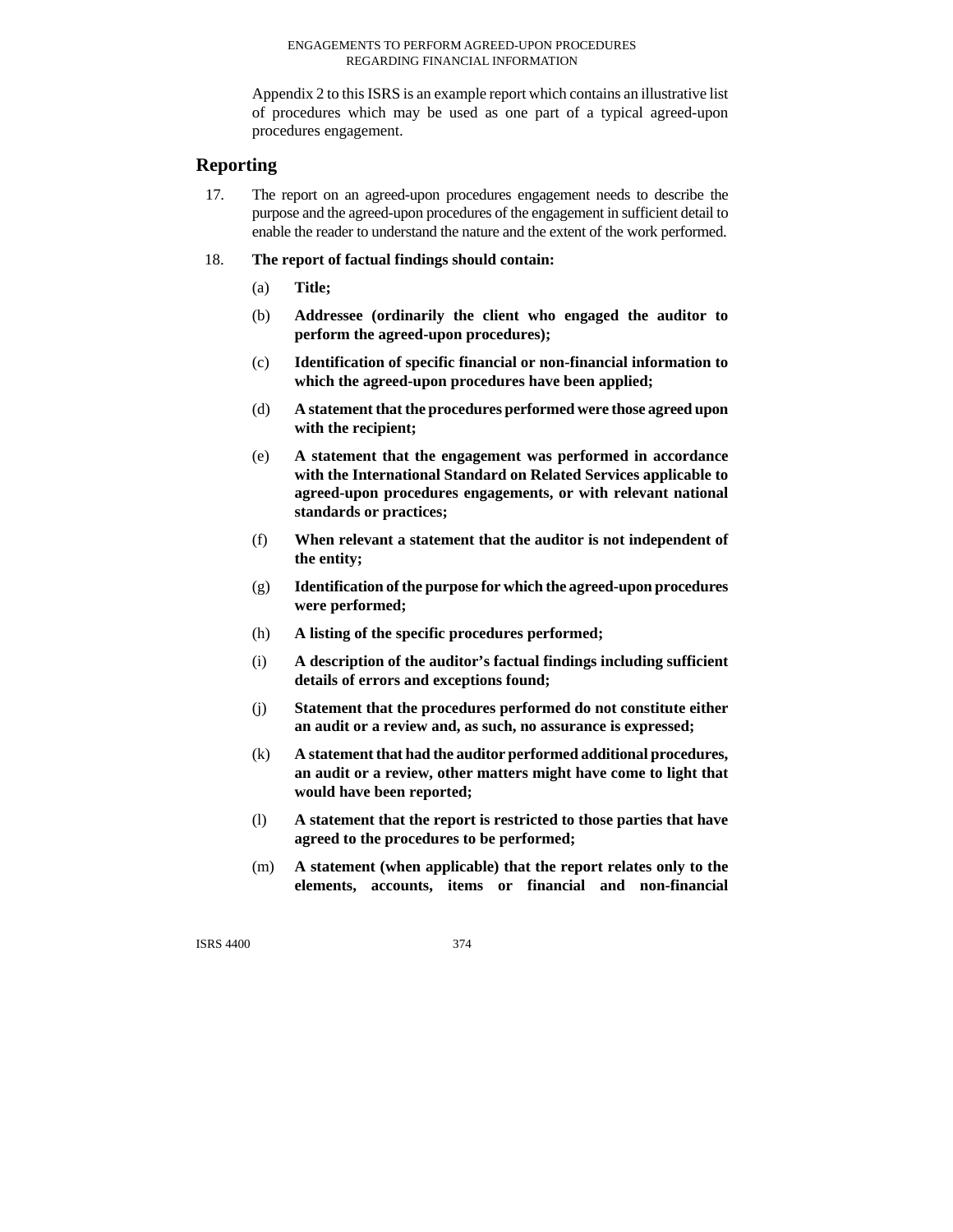Appendix 2 to this ISRS is an example report which contains an illustrative list of procedures which may be used as one part of a typical agreed-upon procedures engagement.

## Reporting

17. The report on an agreed-upon procedures engagement needs to describe the purpose and the agreed-upon procedures of the engagement in sufficient detail to enable the reader to understand the nature and the extent of the work performed.

18. **The report of factual findings should contain:**

   (a) **Title;**

   (b) **Addressee (ordinarily the client who engaged the auditor to perform the agreed-upon procedures);**

   (c) **Identification of specific financial or non-financial information to which the agreed-upon procedures have been applied;**

   (d) **A statement that the procedures performed were those agreed upon with the recipient;**

   (e) **A statement that the engagement was performed in accordance with the International Standard on Related Services applicable to agreed-upon procedures engagements, or with relevant national standards or practices;**

   (f) **When relevant a statement that the auditor is not independent of the entity;**

   (g) **Identification of the purpose for which the agreed-upon procedures were performed;**

   (h) **A listing of the specific procedures performed;**

   (i) **A description of the auditor's factual findings including sufficient details of errors and exceptions found;**

   (j) **Statement that the procedures performed do not constitute either an audit or a review and, as such, no assurance is expressed;**

   (k) **A statement that had the auditor performed additional procedures, an audit or a review, other matters might have come to light that would have been reported;**

   (l) **A statement that the report is restricted to those parties that have agreed to the procedures to be performed;**

   (m) **A statement (when applicable) that the report relates only to the elements, accounts, items or financial and non-financial**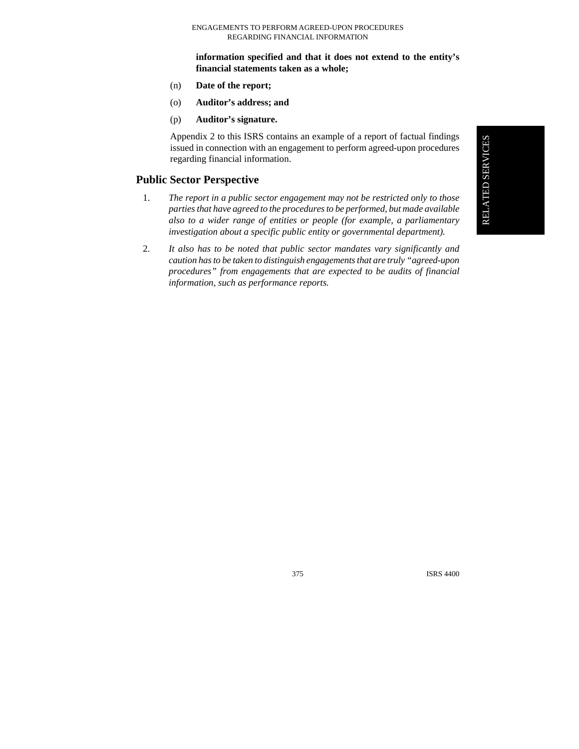**information specified and that it does not extend to the entity's financial statements taken as a whole;**

(n) **Date of the report;**

(o) **Auditor's address; and**

(p) **Auditor's signature.**

Appendix 2 to this ISRS contains an example of a report of factual findings issued in connection with an engagement to perform agreed-upon procedures regarding financial information.

## Public Sector Perspective

1. *The report in a public sector engagement may not be restricted only to those parties that have agreed to the procedures to be performed, but made available also to a wider range of entities or people (for example, a parliamentary investigation about a specific public entity or governmental department).*

2. *It also has to be noted that public sector mandates vary significantly and caution has to be taken to distinguish engagements that are truly "agreed-upon procedures" from engagements that are expected to be audits of financial information, such as performance reports.*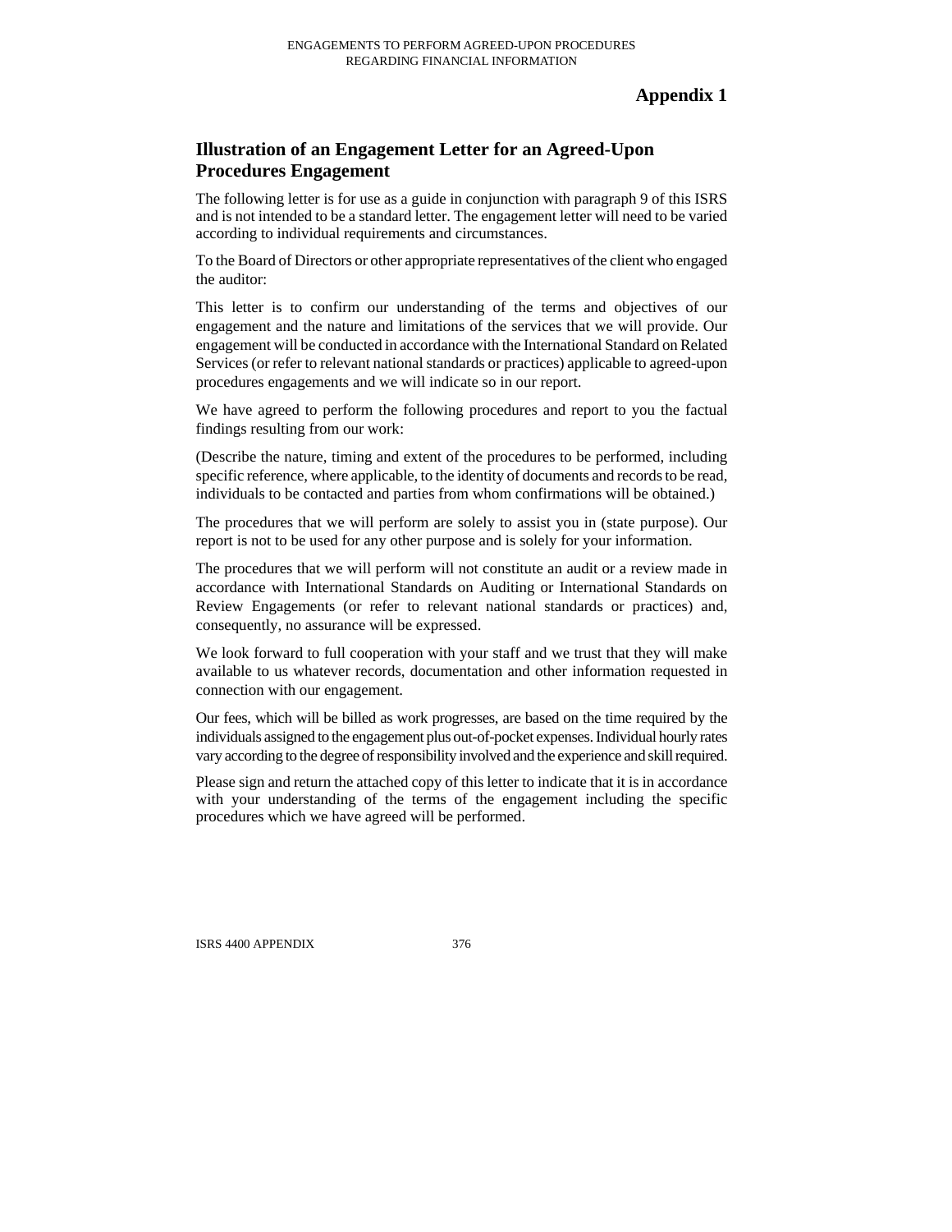## Appendix 1

## Illustration of an Engagement Letter for an Agreed-Upon Procedures Engagement

The following letter is for use as a guide in conjunction with paragraph 9 of this ISRS and is not intended to be a standard letter. The engagement letter will need to be varied according to individual requirements and circumstances.

To the Board of Directors or other appropriate representatives of the client who engaged the auditor:

This letter is to confirm our understanding of the terms and objectives of our engagement and the nature and limitations of the services that we will provide. Our engagement will be conducted in accordance with the International Standard on Related Services (or refer to relevant national standards or practices) applicable to agreed-upon procedures engagements and we will indicate so in our report.

We have agreed to perform the following procedures and report to you the factual findings resulting from our work:

(Describe the nature, timing and extent of the procedures to be performed, including specific reference, where applicable, to the identity of documents and records to be read, individuals to be contacted and parties from whom confirmations will be obtained.)

The procedures that we will perform are solely to assist you in (state purpose). Our report is not to be used for any other purpose and is solely for your information.

The procedures that we will perform will not constitute an audit or a review made in accordance with International Standards on Auditing or International Standards on Review Engagements (or refer to relevant national standards or practices) and, consequently, no assurance will be expressed.

We look forward to full cooperation with your staff and we trust that they will make available to us whatever records, documentation and other information requested in connection with our engagement.

Our fees, which will be billed as work progresses, are based on the time required by the individuals assigned to the engagement plus out-of-pocket expenses. Individual hourly rates vary according to the degree of responsibility involved and the experience and skill required.

Please sign and return the attached copy of this letter to indicate that it is in accordance with your understanding of the terms of the engagement including the specific procedures which we have agreed will be performed.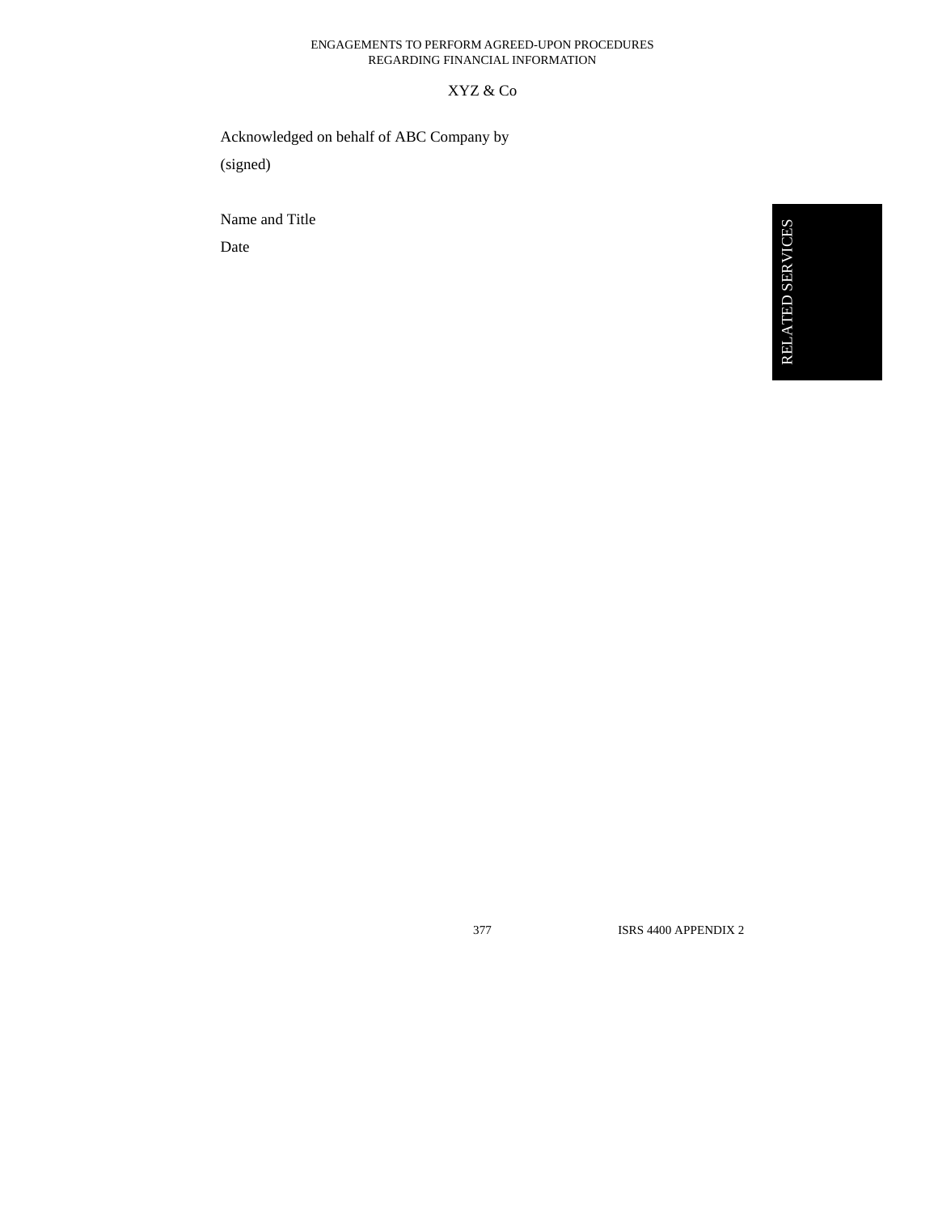XYZ & Co

Acknowledged on behalf of ABC Company by

(signed)

Name and Title

Date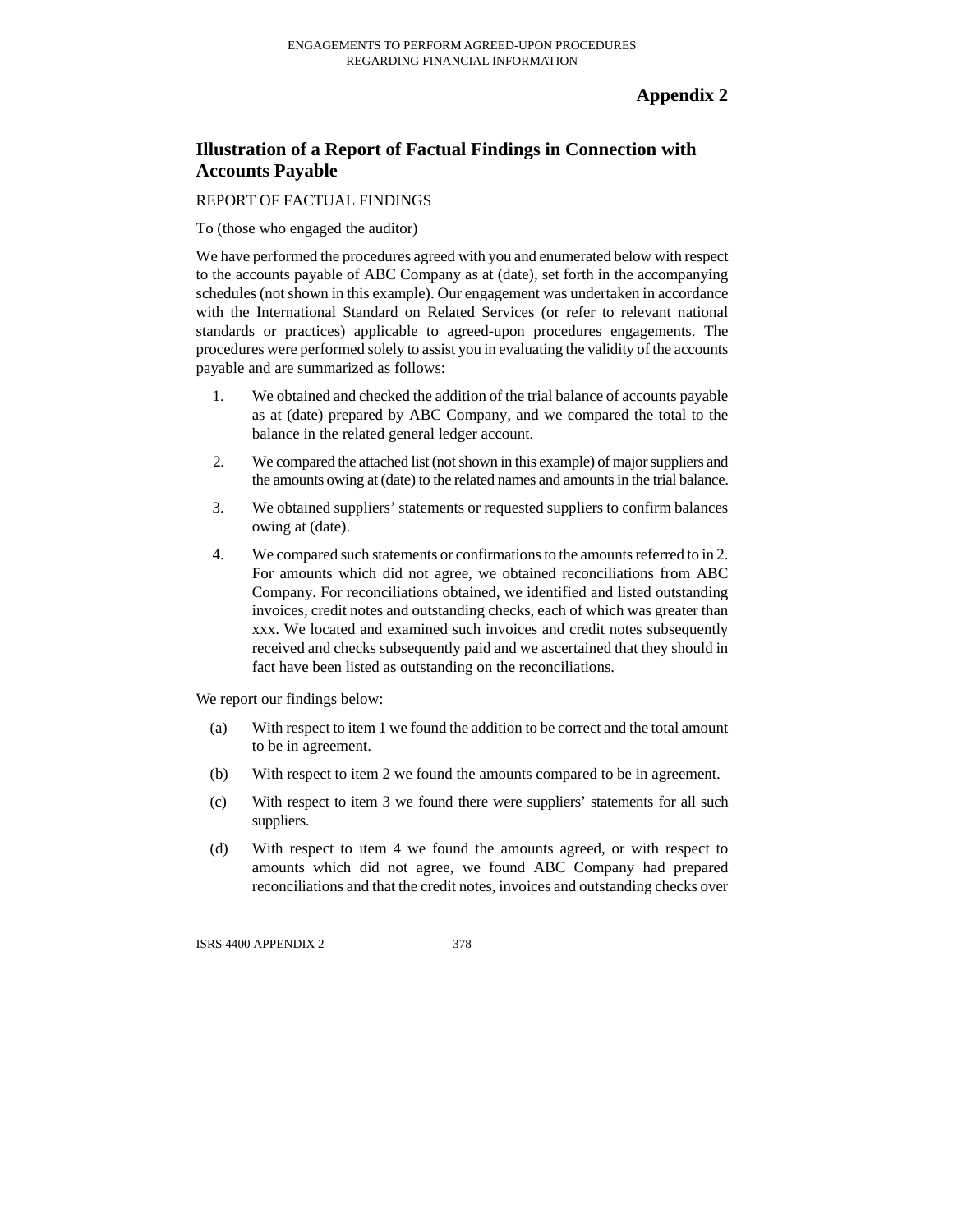# Appendix 2

## Illustration of a Report of Factual Findings in Connection with Accounts Payable

REPORT OF FACTUAL FINDINGS

To (those who engaged the auditor)

We have performed the procedures agreed with you and enumerated below with respect to the accounts payable of ABC Company as at (date), set forth in the accompanying schedules (not shown in this example). Our engagement was undertaken in accordance with the International Standard on Related Services (or refer to relevant national standards or practices) applicable to agreed-upon procedures engagements. The procedures were performed solely to assist you in evaluating the validity of the accounts payable and are summarized as follows:

1. We obtained and checked the addition of the trial balance of accounts payable as at (date) prepared by ABC Company, and we compared the total to the balance in the related general ledger account.
2. We compared the attached list (not shown in this example) of major suppliers and the amounts owing at (date) to the related names and amounts in the trial balance.
3. We obtained suppliers' statements or requested suppliers to confirm balances owing at (date).
4. We compared such statements or confirmations to the amounts referred to in 2. For amounts which did not agree, we obtained reconciliations from ABC Company. For reconciliations obtained, we identified and listed outstanding invoices, credit notes and outstanding checks, each of which was greater than xxx. We located and examined such invoices and credit notes subsequently received and checks subsequently paid and we ascertained that they should in fact have been listed as outstanding on the reconciliations.

We report our findings below:

(a) With respect to item 1 we found the addition to be correct and the total amount to be in agreement.

(b) With respect to item 2 we found the amounts compared to be in agreement.

(c) With respect to item 3 we found there were suppliers' statements for all such suppliers.

(d) With respect to item 4 we found the amounts agreed, or with respect to amounts which did not agree, we found ABC Company had prepared reconciliations and that the credit notes, invoices and outstanding checks over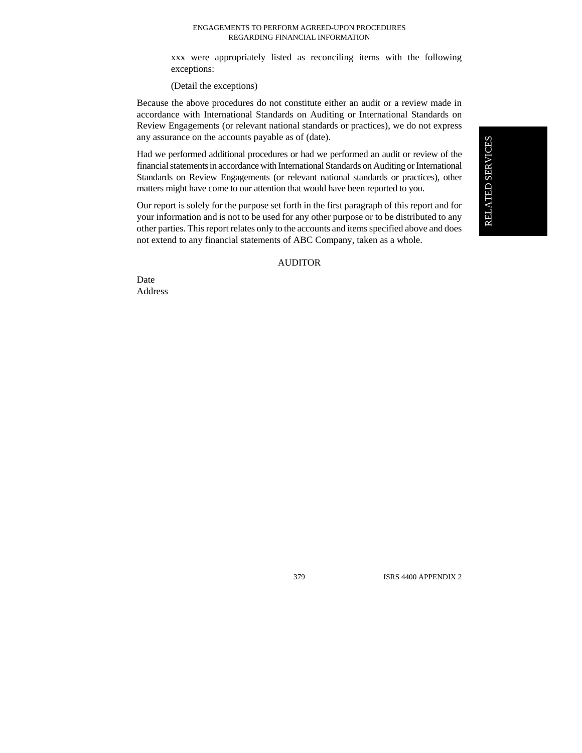xxx were appropriately listed as reconciling items with the following exceptions:

(Detail the exceptions)

Because the above procedures do not constitute either an audit or a review made in accordance with International Standards on Auditing or International Standards on Review Engagements (or relevant national standards or practices), we do not express any assurance on the accounts payable as of (date).

Had we performed additional procedures or had we performed an audit or review of the financial statements in accordance with International Standards on Auditing or International Standards on Review Engagements (or relevant national standards or practices), other matters might have come to our attention that would have been reported to you.

Our report is solely for the purpose set forth in the first paragraph of this report and for your information and is not to be used for any other purpose or to be distributed to any other parties. This report relates only to the accounts and items specified above and does not extend to any financial statements of ABC Company, taken as a whole.

AUDITOR

Date
Address